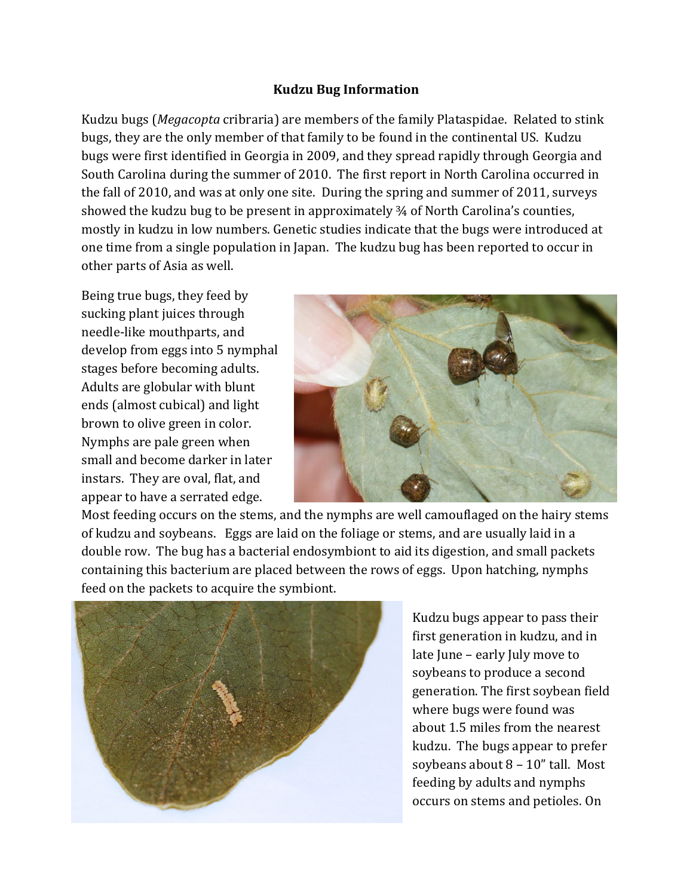# Kudzu Bug Information

Kudzu bugs (*Megacopta* cribraria) are members of the family Plataspidae. Related to stink bugs, they are the only member of that family to be found in the continental US. Kudzu bugs were first identified in Georgia in 2009, and they spread rapidly through Georgia and South Carolina during the summer of 2010. The first report in North Carolina occurred in the fall of 2010, and was at only one site. During the spring and summer of 2011, surveys showed the kudzu bug to be present in approximately ¾ of North Carolina's counties, mostly in kudzu in low numbers. Genetic studies indicate that the bugs were introduced at one time from a single population in Japan. The kudzu bug has been reported to occur in other parts of Asia as well.

Being true bugs, they feed by sucking plant juices through needle-like mouthparts, and develop from eggs into 5 nymphal stages before becoming adults. Adults are globular with blunt ends (almost cubical) and light brown to olive green in color. Nymphs are pale green when small and become darker in later instars. They are oval, flat, and appear to have a serrated edge. Most feeding occurs on the stems, and the nymphs are well camouflaged on the hairy stems of kudzu and soybeans. Eggs are laid on the foliage or stems, and are usually laid in a double row. The bug has a bacterial endosymbiont to aid its digestion, and small packets containing this bacterium are placed between the rows of eggs. Upon hatching, nymphs feed on the packets to acquire the symbiont.

Kudzu bugs appear to pass their first generation in kudzu, and in late June – early July move to soybeans to produce a second generation. The first soybean field where bugs were found was about 1.5 miles from the nearest kudzu. The bugs appear to prefer soybeans about 8 – 10" tall. Most feeding by adults and nymphs occurs on stems and petioles. On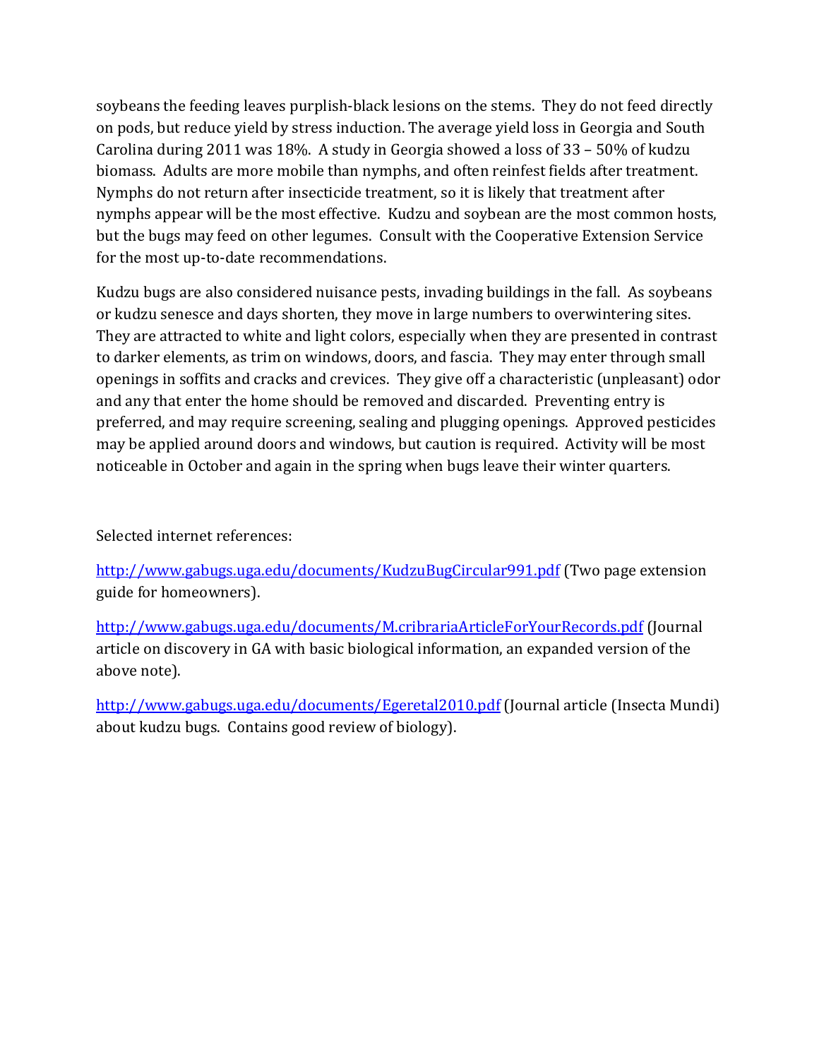soybeans the feeding leaves purplish-black lesions on the stems. They do not feed directly on pods, but reduce yield by stress induction. The average yield loss in Georgia and South Carolina during 2011 was 18%. A study in Georgia showed a loss of 33 – 50% of kudzu biomass. Adults are more mobile than nymphs, and often reinfest fields after treatment. Nymphs do not return after insecticide treatment, so it is likely that treatment after nymphs appear will be the most effective. Kudzu and soybean are the most common hosts, but the bugs may feed on other legumes. Consult with the Cooperative Extension Service for the most up-to-date recommendations.

Kudzu bugs are also considered nuisance pests, invading buildings in the fall. As soybeans or kudzu senesce and days shorten, they move in large numbers to overwintering sites. They are attracted to white and light colors, especially when they are presented in contrast to darker elements, as trim on windows, doors, and fascia. They may enter through small openings in soffits and cracks and crevices. They give off a characteristic (unpleasant) odor and any that enter the home should be removed and discarded. Preventing entry is preferred, and may require screening, sealing and plugging openings. Approved pesticides may be applied around doors and windows, but caution is required. Activity will be most noticeable in October and again in the spring when bugs leave their winter quarters.

Selected internet references:

http://www.gabugs.uga.edu/documents/KudzuBugCircular991.pdf (Two page extension guide for homeowners).

http://www.gabugs.uga.edu/documents/M.cribrariaArticleForYourRecords.pdf (Journal article on discovery in GA with basic biological information, an expanded version of the above note).

http://www.gabugs.uga.edu/documents/Egeretal2010.pdf (Journal article (Insecta Mundi) about kudzu bugs. Contains good review of biology).